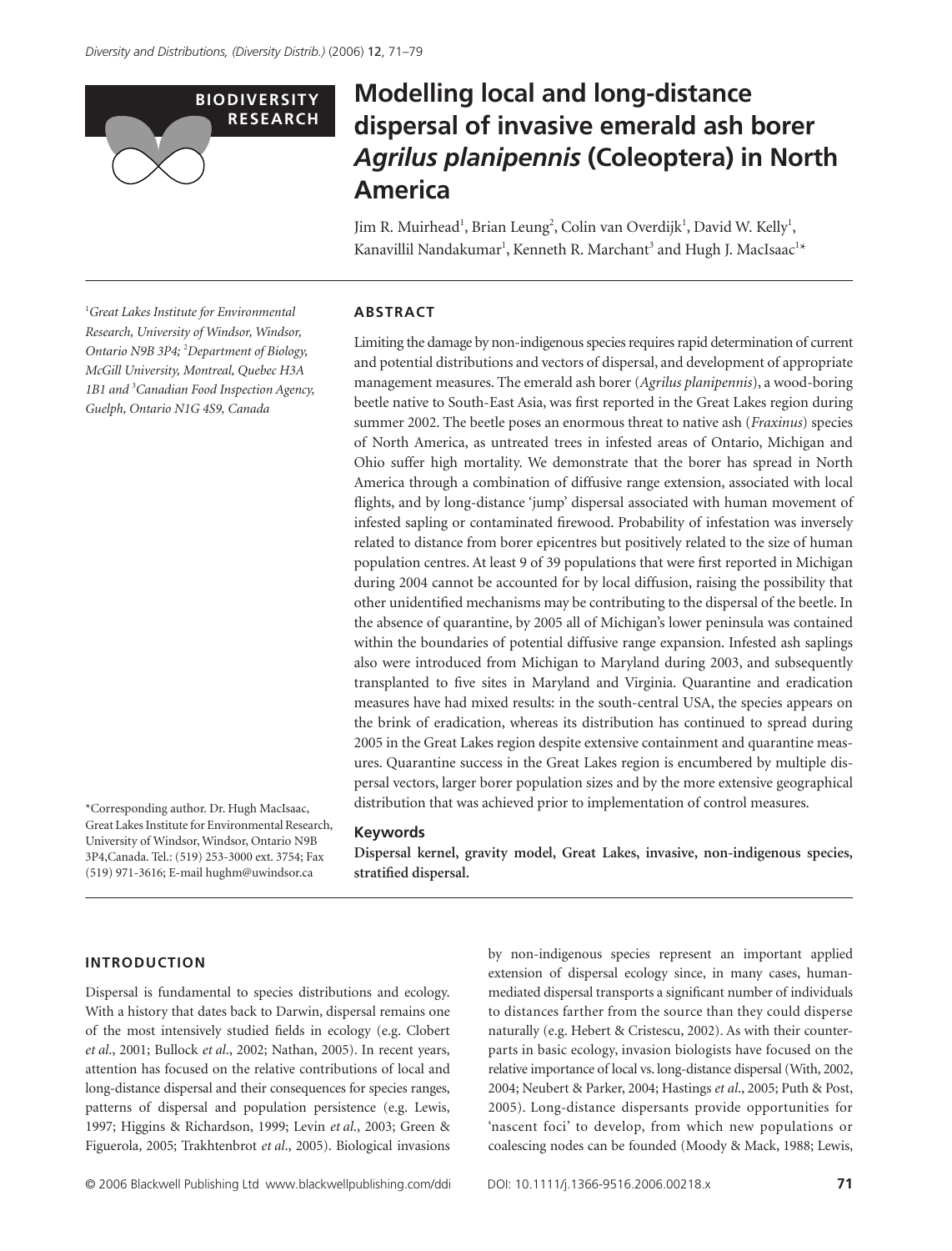BIODIVERSITY RESEARCH

# Modelling local and long-distance dispersal of invasive emerald ash borer *Agrilus planipennis* (Coleoptera) in North America

Jim R. Muirhead[1], Brian Leung[2], Colin van Overdijk[1], David W. Kelly[1], Kanavillil Nandakumar[1], Kenneth R. Marchant[3] and Hugh J. MacIsaac[1]*

[1]*Great Lakes Institute for Environmental Research, University of Windsor, Windsor, Ontario N9B 3P4;* [2]*Department of Biology, McGill University, Montreal, Quebec H3A 1B1 and* [3]*Canadian Food Inspection Agency, Guelph, Ontario N1G 4S9, Canada*

*Corresponding author. Dr. Hugh MacIsaac, Great Lakes Institute for Environmental Research, University of Windsor, Windsor, Ontario N9B 3P4, Canada. Tel.: (519) 253-3000 ext. 3754; Fax (519) 971-3616; E-mail hughm@uwindsor.ca

## ABSTRACT

Limiting the damage by non-indigenous species requires rapid determination of current and potential distributions and vectors of dispersal, and development of appropriate management measures. The emerald ash borer (*Agrilus planipennis*), a wood-boring beetle native to South-East Asia, was first reported in the Great Lakes region during summer 2002. The beetle poses an enormous threat to native ash (*Fraxinus*) species of North America, as untreated trees in infested areas of Ontario, Michigan and Ohio suffer high mortality. We demonstrate that the borer has spread in North America through a combination of diffusive range extension, associated with local flights, and by long-distance 'jump' dispersal associated with human movement of infested sapling or contaminated firewood. Probability of infestation was inversely related to distance from borer epicentres but positively related to the size of human population centres. At least 9 of 39 populations that were first reported in Michigan during 2004 cannot be accounted for by local diffusion, raising the possibility that other unidentified mechanisms may be contributing to the dispersal of the beetle. In the absence of quarantine, by 2005 all of Michigan's lower peninsula was contained within the boundaries of potential diffusive range expansion. Infested ash saplings also were introduced from Michigan to Maryland during 2003, and subsequently transplanted to five sites in Maryland and Virginia. Quarantine and eradication measures have had mixed results: in the south-central USA, the species appears on the brink of eradication, whereas its distribution has continued to spread during 2005 in the Great Lakes region despite extensive containment and quarantine measures. Quarantine success in the Great Lakes region is encumbered by multiple dispersal vectors, larger borer population sizes and by the more extensive geographical distribution that was achieved prior to implementation of control measures.

### Keywords

**Dispersal kernel, gravity model, Great Lakes, invasive, non-indigenous species, stratified dispersal.**

## INTRODUCTION

Dispersal is fundamental to species distributions and ecology. With a history that dates back to Darwin, dispersal remains one of the most intensively studied fields in ecology (e.g. Clobert *et al.*, 2001; Bullock *et al.*, 2002; Nathan, 2005). In recent years, attention has focused on the relative contributions of local and long-distance dispersal and their consequences for species ranges, patterns of dispersal and population persistence (e.g. Lewis, 1997; Higgins & Richardson, 1999; Levin *et al.*, 2003; Green & Figuerola, 2005; Trakhtenbrot *et al.*, 2005). Biological invasions by non-indigenous species represent an important applied extension of dispersal ecology since, in many cases, human-mediated dispersal transports a significant number of individuals to distances farther from the source than they could disperse naturally (e.g. Hebert & Cristescu, 2002). As with their counterparts in basic ecology, invasion biologists have focused on the relative importance of local vs. long-distance dispersal (With, 2002, 2004; Neubert & Parker, 2004; Hastings *et al.*, 2005; Puth & Post, 2005). Long-distance dispersants provide opportunities for 'nascent foci' to develop, from which new populations or coalescing nodes can be founded (Moody & Mack, 1988; Lewis,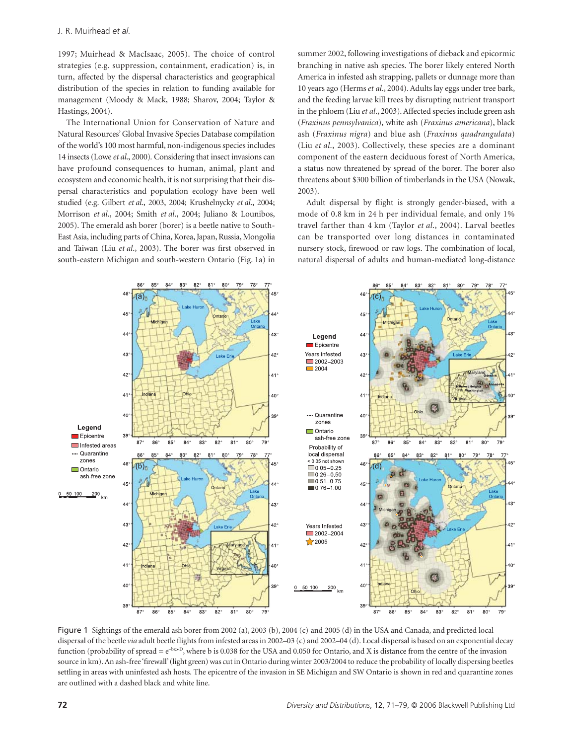1997; Muirhead & MacIsaac, 2005). The choice of control strategies (e.g. suppression, containment, eradication) is, in turn, affected by the dispersal characteristics and geographical distribution of the species in relation to funding available for management (Moody & Mack, 1988; Sharov, 2004; Taylor & Hastings, 2004).

The International Union for Conservation of Nature and Natural Resources' Global Invasive Species Database compilation of the world's 100 most harmful, non-indigenous species includes 14 insects (Lowe *et al*., 2000). Considering that insect invasions can have profound consequences to human, animal, plant and ecosystem and economic health, it is not surprising that their dispersal characteristics and population ecology have been well studied (e.g. Gilbert *et al*., 2003, 2004; Krushelnycky *et al*., 2004; Morrison *et al*., 2004; Smith *et al*., 2004; Juliano & Lounibos, 2005). The emerald ash borer (borer) is a beetle native to South-East Asia, including parts of China, Korea, Japan, Russia, Mongolia and Taiwan (Liu *et al*., 2003). The borer was first observed in south-eastern Michigan and south-western Ontario (Fig. 1a) in summer 2002, following investigations of dieback and epicormic branching in native ash species. The borer likely entered North America in infested ash strapping, pallets or dunnage more than 10 years ago (Herms *et al*., 2004). Adults lay eggs under tree bark, and the feeding larvae kill trees by disrupting nutrient transport in the phloem (Liu *et al*., 2003). Affected species include green ash (*Fraxinus pennsylvanica*), white ash (*Fraxinus americana*), black ash (*Fraxinus nigra*) and blue ash (*Fraxinus quadrangulata*) (Liu *et al*., 2003). Collectively, these species are a dominant component of the eastern deciduous forest of North America, a status now threatened by spread of the borer. The borer also threatens about $300 billion of timberlands in the USA (Nowak, 2003).

Adult dispersal by flight is strongly gender-biased, with a mode of 0.8 km in 24 h per individual female, and only 1% travel farther than 4 km (Taylor *et al*., 2004). Larval beetles can be transported over long distances in contaminated nursery stock, firewood or raw logs. The combination of local, natural dispersal of adults and human-mediated long-distance

Figure 1 Sightings of the emerald ash borer from 2002 (a), 2003 (b), 2004 (c) and 2005 (d) in the USA and Canada, and predicted local dispersal of the beetle *via* adult beetle flights from infested areas in 2002–03 (c) and 2002–04 (d). Local dispersal is based on an exponential decay function (probability of spread = $e^{-bx*D}$, where b is 0.038 for the USA and 0.050 for Ontario, and X is distance from the centre of the invasion source in km). An ash-free 'firewall' (light green) was cut in Ontario during winter 2003/2004 to reduce the probability of locally dispersing beetles settling in areas with uninfested ash hosts. The epicentre of the invasion in SE Michigan and SW Ontario is shown in red and quarantine zones are outlined with a dashed black and white line.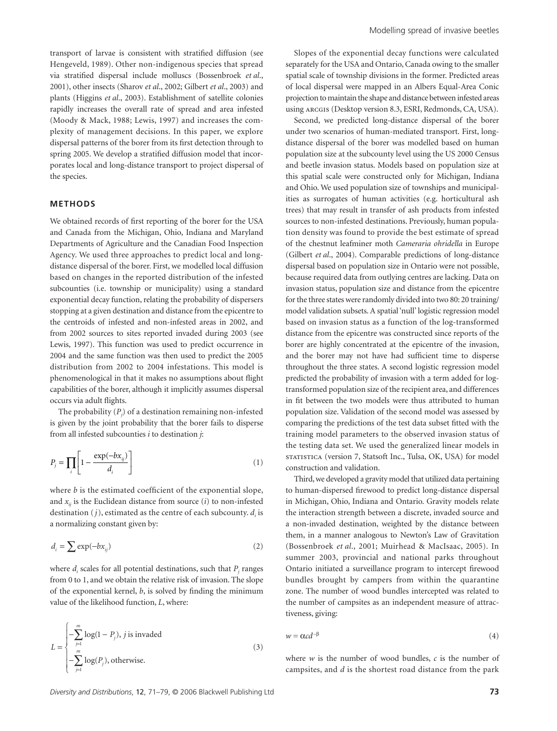transport of larvae is consistent with stratified diffusion (see Hengeveld, 1989). Other non-indigenous species that spread via stratified dispersal include molluscs (Bossenbroek *et al*., 2001), other insects (Sharov *et al*., 2002; Gilbert *et al*., 2003) and plants (Higgins *et al*., 2003). Establishment of satellite colonies rapidly increases the overall rate of spread and area infested (Moody & Mack, 1988; Lewis, 1997) and increases the complexity of management decisions. In this paper, we explore dispersal patterns of the borer from its first detection through to spring 2005. We develop a stratified diffusion model that incorporates local and long-distance transport to project dispersal of the species.

## METHODS

We obtained records of first reporting of the borer for the USA and Canada from the Michigan, Ohio, Indiana and Maryland Departments of Agriculture and the Canadian Food Inspection Agency. We used three approaches to predict local and long-distance dispersal of the borer. First, we modelled local diffusion based on changes in the reported distribution of the infested subcounties (i.e. township or municipality) using a standard exponential decay function, relating the probability of dispersers stopping at a given destination and distance from the epicentre to the centroids of infested and non-infested areas in 2002, and from 2002 sources to sites reported invaded during 2003 (see Lewis, 1997). This function was used to predict occurrence in 2004 and the same function was then used to predict the 2005 distribution from 2002 to 2004 infestations. This model is phenomenological in that it makes no assumptions about flight capabilities of the borer, although it implicitly assumes dispersal occurs via adult flights.

The probability ($P_j$) of a destination remaining non-infested is given by the joint probability that the borer fails to disperse from all infested subcounties $i$ to destination $j$:

$$P_j = \prod_i \left[ 1 - \frac{\exp(-bx_{ij})}{d_i} \right] \tag{1}$$

where $b$ is the estimated coefficient of the exponential slope, and $x_{ij}$ is the Euclidean distance from source ($i$) to non-infested destination ($j$), estimated as the centre of each subcounty. $d_i$ is a normalizing constant given by:

$$d_i = \sum \exp(-bx_{ij}) \tag{2}$$

where $d_i$ scales for all potential destinations, such that $P_j$ ranges from 0 to 1, and we obtain the relative risk of invasion. The slope of the exponential kernel, $b$, is solved by finding the minimum value of the likelihood function, $L$, where:

$$L = \begin{cases} -\sum_{j=1}^{m} \log(1 - P_j), \; j \text{ is invaded} \\ -\sum_{j=1}^{m} \log(P_j), \; \text{otherwise.} \end{cases} \tag{3}$$

Slopes of the exponential decay functions were calculated separately for the USA and Ontario, Canada owing to the smaller spatial scale of township divisions in the former. Predicted areas of local dispersal were mapped in an Albers Equal-Area Conic projection to maintain the shape and distance between infested areas using ARCGIS (Desktop version 8.3, ESRI, Redmonds, CA, USA).

Second, we predicted long-distance dispersal of the borer under two scenarios of human-mediated transport. First, long-distance dispersal of the borer was modelled based on human population size at the subcounty level using the US 2000 Census and beetle invasion status. Models based on population size at this spatial scale were constructed only for Michigan, Indiana and Ohio. We used population size of townships and municipalities as surrogates of human activities (e.g. horticultural ash trees) that may result in transfer of ash products from infested sources to non-infested destinations. Previously, human population density was found to provide the best estimate of spread of the chestnut leafminer moth *Cameraria ohridella* in Europe (Gilbert *et al*., 2004). Comparable predictions of long-distance dispersal based on population size in Ontario were not possible, because required data from outlying centres are lacking. Data on invasion status, population size and distance from the epicentre for the three states were randomly divided into two 80: 20 training/model validation subsets. A spatial 'null' logistic regression model based on invasion status as a function of the log-transformed distance from the epicentre was constructed since reports of the borer are highly concentrated at the epicentre of the invasion, and the borer may not have had sufficient time to disperse throughout the three states. A second logistic regression model predicted the probability of invasion with a term added for log-transformed population size of the recipient area, and differences in fit between the two models were thus attributed to human population size. Validation of the second model was assessed by comparing the predictions of the test data subset fitted with the training model parameters to the observed invasion status of the testing data set. We used the generalized linear models in STATISTICA (version 7, Statsoft Inc., Tulsa, OK, USA) for model construction and validation.

Third, we developed a gravity model that utilized data pertaining to human-dispersed firewood to predict long-distance dispersal in Michigan, Ohio, Indiana and Ontario. Gravity models relate the interaction strength between a discrete, invaded source and a non-invaded destination, weighted by the distance between them, in a manner analogous to Newton's Law of Gravitation (Bossenbroek *et al*., 2001; Muirhead & MacIsaac, 2005). In summer 2003, provincial and national parks throughout Ontario initiated a surveillance program to intercept firewood bundles brought by campers from within the quarantine zone. The number of wood bundles intercepted was related to the number of campsites as an independent measure of attractiveness, giving:

$$w = \alpha c d^{-\beta} \tag{4}$$

where $w$ is the number of wood bundles, $c$ is the number of campsites, and $d$ is the shortest road distance from the park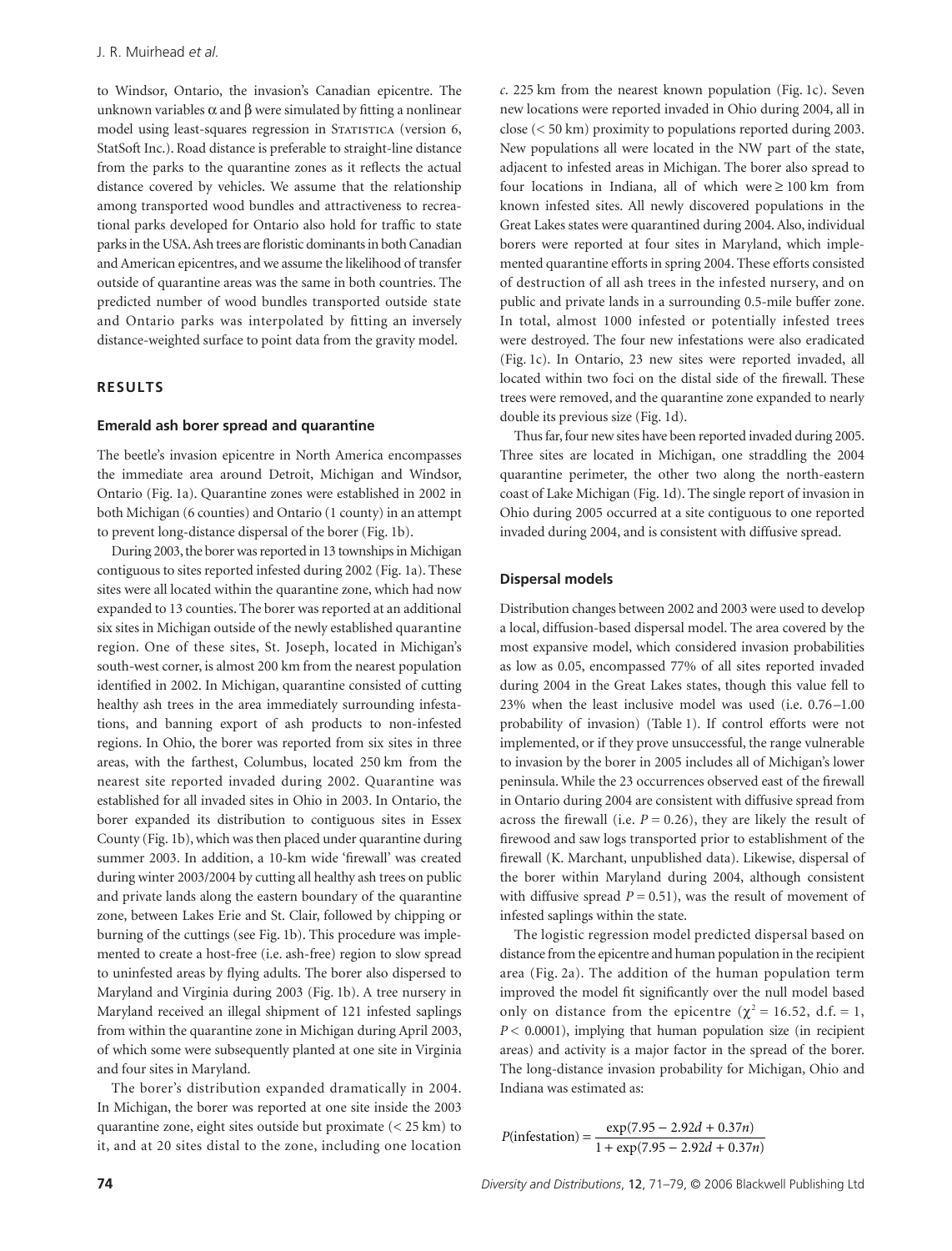to Windsor, Ontario, the invasion's Canadian epicentre. The unknown variables $\alpha$ and $\beta$ were simulated by fitting a nonlinear model using least-squares regression in Statistica (version 6, StatSoft Inc.). Road distance is preferable to straight-line distance from the parks to the quarantine zones as it reflects the actual distance covered by vehicles. We assume that the relationship among transported wood bundles and attractiveness to recreational parks developed for Ontario also hold for traffic to state parks in the USA. Ash trees are floristic dominants in both Canadian and American epicentres, and we assume the likelihood of transfer outside of quarantine areas was the same in both countries. The predicted number of wood bundles transported outside state and Ontario parks was interpolated by fitting an inversely distance-weighted surface to point data from the gravity model.

## RESULTS

### Emerald ash borer spread and quarantine

The beetle's invasion epicentre in North America encompasses the immediate area around Detroit, Michigan and Windsor, Ontario (Fig. 1a). Quarantine zones were established in 2002 in both Michigan (6 counties) and Ontario (1 county) in an attempt to prevent long-distance dispersal of the borer (Fig. 1b).

During 2003, the borer was reported in 13 townships in Michigan contiguous to sites reported infested during 2002 (Fig. 1a). These sites were all located within the quarantine zone, which had now expanded to 13 counties. The borer was reported at an additional six sites in Michigan outside of the newly established quarantine region. One of these sites, St. Joseph, located in Michigan's south-west corner, is almost 200 km from the nearest population identified in 2002. In Michigan, quarantine consisted of cutting healthy ash trees in the area immediately surrounding infestations, and banning export of ash products to non-infested regions. In Ohio, the borer was reported from six sites in three areas, with the farthest, Columbus, located 250 km from the nearest site reported invaded during 2002. Quarantine was established for all invaded sites in Ohio in 2003. In Ontario, the borer expanded its distribution to contiguous sites in Essex County (Fig. 1b), which was then placed under quarantine during summer 2003. In addition, a 10-km wide 'firewall' was created during winter 2003/2004 by cutting all healthy ash trees on public and private lands along the eastern boundary of the quarantine zone, between Lakes Erie and St. Clair, followed by chipping or burning of the cuttings (see Fig. 1b). This procedure was implemented to create a host-free (i.e. ash-free) region to slow spread to uninfested areas by flying adults. The borer also dispersed to Maryland and Virginia during 2003 (Fig. 1b). A tree nursery in Maryland received an illegal shipment of 121 infested saplings from within the quarantine zone in Michigan during April 2003, of which some were subsequently planted at one site in Virginia and four sites in Maryland.

The borer's distribution expanded dramatically in 2004. In Michigan, the borer was reported at one site inside the 2003 quarantine zone, eight sites outside but proximate (< 25 km) to it, and at 20 sites distal to the zone, including one location *c.* 225 km from the nearest known population (Fig. 1c). Seven new locations were reported invaded in Ohio during 2004, all in close (< 50 km) proximity to populations reported during 2003. New populations all were located in the NW part of the state, adjacent to infested areas in Michigan. The borer also spread to four locations in Indiana, all of which were $\geq$ 100 km from known infested sites. All newly discovered populations in the Great Lakes states were quarantined during 2004. Also, individual borers were reported at four sites in Maryland, which implemented quarantine efforts in spring 2004. These efforts consisted of destruction of all ash trees in the infested nursery, and on public and private lands in a surrounding 0.5-mile buffer zone. In total, almost 1000 infested or potentially infested trees were destroyed. The four new infestations were also eradicated (Fig. 1c). In Ontario, 23 new sites were reported invaded, all located within two foci on the distal side of the firewall. These trees were removed, and the quarantine zone expanded to nearly double its previous size (Fig. 1d).

Thus far, four new sites have been reported invaded during 2005. Three sites are located in Michigan, one straddling the 2004 quarantine perimeter, the other two along the north-eastern coast of Lake Michigan (Fig. 1d). The single report of invasion in Ohio during 2005 occurred at a site contiguous to one reported invaded during 2004, and is consistent with diffusive spread.

### Dispersal models

Distribution changes between 2002 and 2003 were used to develop a local, diffusion-based dispersal model. The area covered by the most expansive model, which considered invasion probabilities as low as 0.05, encompassed 77% of all sites reported invaded during 2004 in the Great Lakes states, though this value fell to 23% when the least inclusive model was used (i.e. 0.76–1.00 probability of invasion) (Table 1). If control efforts were not implemented, or if they prove unsuccessful, the range vulnerable to invasion by the borer in 2005 includes all of Michigan's lower peninsula. While the 23 occurrences observed east of the firewall in Ontario during 2004 are consistent with diffusive spread from across the firewall (i.e. $P = 0.26$), they are likely the result of firewood and saw logs transported prior to establishment of the firewall (K. Marchant, unpublished data). Likewise, dispersal of the borer within Maryland during 2004, although consistent with diffusive spread $P = 0.51$), was the result of movement of infested saplings within the state.

The logistic regression model predicted dispersal based on distance from the epicentre and human population in the recipient area (Fig. 2a). The addition of the human population term improved the model fit significantly over the null model based only on distance from the epicentre ($\chi^2 = 16.52$, d.f. = 1, $P < 0.0001$), implying that human population size (in recipient areas) and activity is a major factor in the spread of the borer. The long-distance invasion probability for Michigan, Ohio and Indiana was estimated as:

$$P(\text{infestation}) = \frac{\exp(7.95 - 2.92d + 0.37n)}{1 + \exp(7.95 - 2.92d + 0.37n)}$$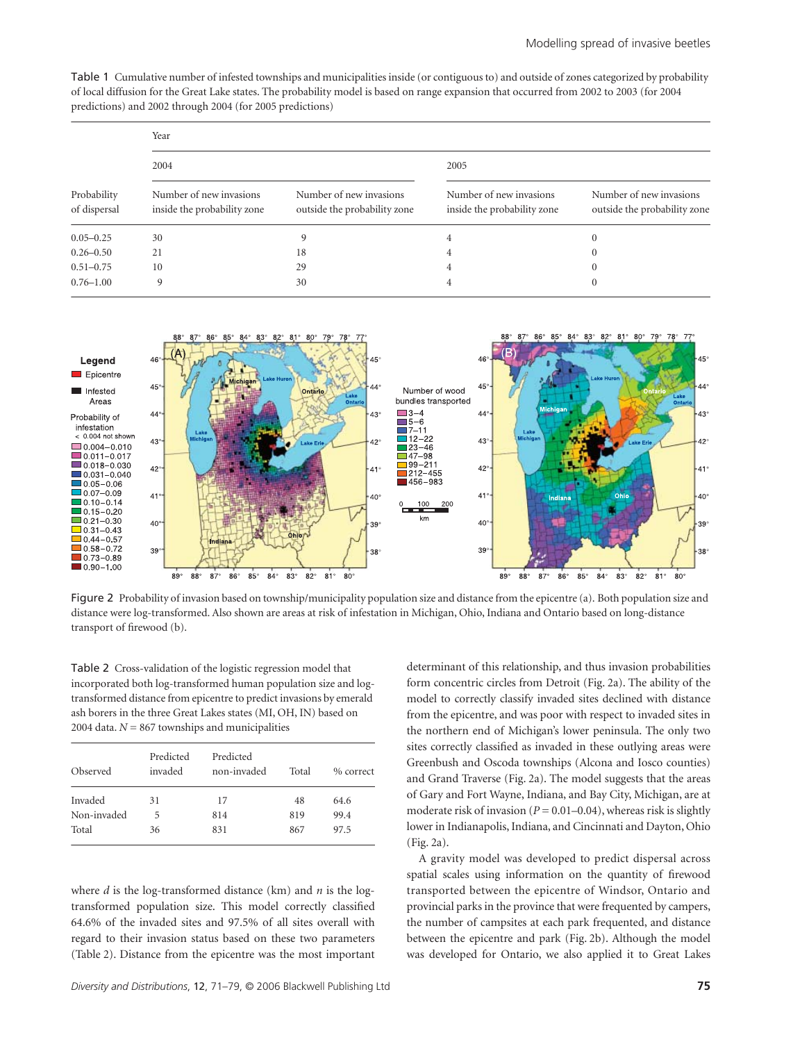Table 1 Cumulative number of infested townships and municipalities inside (or contiguous to) and outside of zones categorized by probability of local diffusion for the Great Lake states. The probability model is based on range expansion that occurred from 2002 to 2003 (for 2004 predictions) and 2002 through 2004 (for 2005 predictions)

| | Year | | | |
|---|---|---|---|---|
| | 2004 | | 2005 | |
| Probability of dispersal | Number of new invasions inside the probability zone | Number of new invasions outside the probability zone | Number of new invasions inside the probability zone | Number of new invasions outside the probability zone |
| 0.05–0.25 | 30 | 9 | 4 | 0 |
| 0.26–0.50 | 21 | 18 | 4 | 0 |
| 0.51–0.75 | 10 | 29 | 4 | 0 |
| 0.76–1.00 | 9 | 30 | 4 | 0 |

Figure 2 Probability of invasion based on township/municipality population size and distance from the epicentre (a). Both population size and distance were log-transformed. Also shown are areas at risk of infestation in Michigan, Ohio, Indiana and Ontario based on long-distance transport of firewood (b).

Table 2 Cross-validation of the logistic regression model that incorporated both log-transformed human population size and log-transformed distance from epicentre to predict invasions by emerald ash borers in the three Great Lakes states (MI, OH, IN) based on 2004 data. $N = 867$ townships and municipalities

| Observed | Predicted invaded | Predicted non-invaded | Total | % correct |
|---|---|---|---|---|
| Invaded | 31 | 17 | 48 | 64.6 |
| Non-invaded | 5 | 814 | 819 | 99.4 |
| Total | 36 | 831 | 867 | 97.5 |

where $d$ is the log-transformed distance (km) and $n$ is the log-transformed population size. This model correctly classified 64.6% of the invaded sites and 97.5% of all sites overall with regard to their invasion status based on these two parameters (Table 2). Distance from the epicentre was the most important determinant of this relationship, and thus invasion probabilities form concentric circles from Detroit (Fig. 2a). The ability of the model to correctly classify invaded sites declined with distance from the epicentre, and was poor with respect to invaded sites in the northern end of Michigan's lower peninsula. The only two sites correctly classified as invaded in these outlying areas were Greenbush and Oscoda townships (Alcona and Iosco counties) and Grand Traverse (Fig. 2a). The model suggests that the areas of Gary and Fort Wayne, Indiana, and Bay City, Michigan, are at moderate risk of invasion ($P = 0.01–0.04$), whereas risk is slightly lower in Indianapolis, Indiana, and Cincinnati and Dayton, Ohio (Fig. 2a).

A gravity model was developed to predict dispersal across spatial scales using information on the quantity of firewood transported between the epicentre of Windsor, Ontario and provincial parks in the province that were frequented by campers, the number of campsites at each park frequented, and distance between the epicentre and park (Fig. 2b). Although the model was developed for Ontario, we also applied it to Great Lakes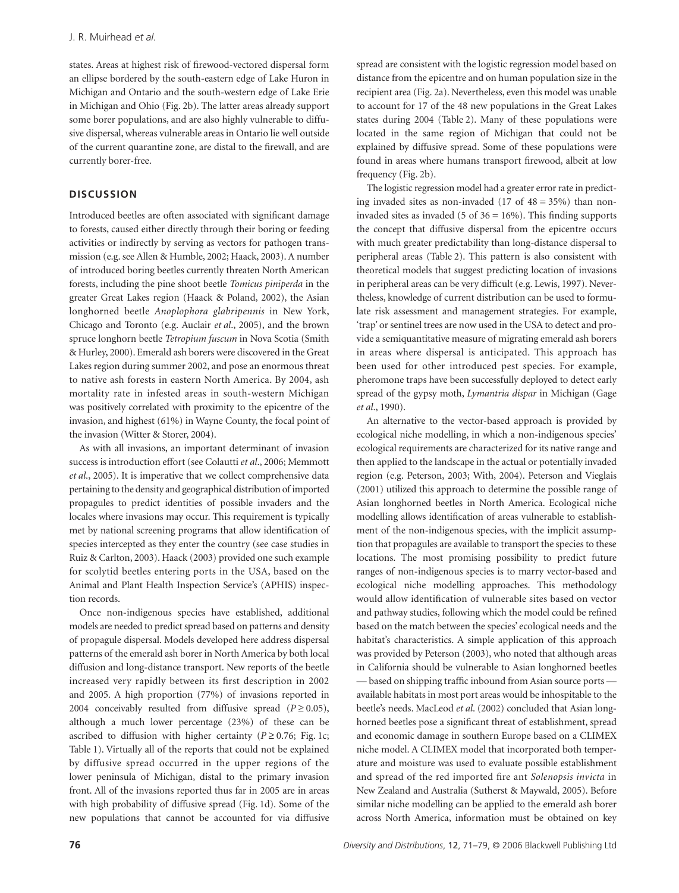states. Areas at highest risk of firewood-vectored dispersal form an ellipse bordered by the south-eastern edge of Lake Huron in Michigan and Ontario and the south-western edge of Lake Erie in Michigan and Ohio (Fig. 2b). The latter areas already support some borer populations, and are also highly vulnerable to diffusive dispersal, whereas vulnerable areas in Ontario lie well outside of the current quarantine zone, are distal to the firewall, and are currently borer-free.

## DISCUSSION

Introduced beetles are often associated with significant damage to forests, caused either directly through their boring or feeding activities or indirectly by serving as vectors for pathogen transmission (e.g. see Allen & Humble, 2002; Haack, 2003). A number of introduced boring beetles currently threaten North American forests, including the pine shoot beetle *Tomicus piniperda* in the greater Great Lakes region (Haack & Poland, 2002), the Asian longhorned beetle *Anoplophora glabripennis* in New York, Chicago and Toronto (e.g. Auclair *et al*., 2005), and the brown spruce longhorn beetle *Tetropium fuscum* in Nova Scotia (Smith & Hurley, 2000). Emerald ash borers were discovered in the Great Lakes region during summer 2002, and pose an enormous threat to native ash forests in eastern North America. By 2004, ash mortality rate in infested areas in south-western Michigan was positively correlated with proximity to the epicentre of the invasion, and highest (61%) in Wayne County, the focal point of the invasion (Witter & Storer, 2004).

As with all invasions, an important determinant of invasion success is introduction effort (see Colautti *et al*., 2006; Memmott *et al*., 2005). It is imperative that we collect comprehensive data pertaining to the density and geographical distribution of imported propagules to predict identities of possible invaders and the locales where invasions may occur. This requirement is typically met by national screening programs that allow identification of species intercepted as they enter the country (see case studies in Ruiz & Carlton, 2003). Haack (2003) provided one such example for scolytid beetles entering ports in the USA, based on the Animal and Plant Health Inspection Service's (APHIS) inspection records.

Once non-indigenous species have established, additional models are needed to predict spread based on patterns and density of propagule dispersal. Models developed here address dispersal patterns of the emerald ash borer in North America by both local diffusion and long-distance transport. New reports of the beetle increased very rapidly between its first description in 2002 and 2005. A high proportion (77%) of invasions reported in 2004 conceivably resulted from diffusive spread ($P \geq 0.05$), although a much lower percentage (23%) of these can be ascribed to diffusion with higher certainty ($P \geq 0.76$; Fig. 1c; Table 1). Virtually all of the reports that could not be explained by diffusive spread occurred in the upper regions of the lower peninsula of Michigan, distal to the primary invasion front. All of the invasions reported thus far in 2005 are in areas with high probability of diffusive spread (Fig. 1d). Some of the new populations that cannot be accounted for via diffusive spread are consistent with the logistic regression model based on distance from the epicentre and on human population size in the recipient area (Fig. 2a). Nevertheless, even this model was unable to account for 17 of the 48 new populations in the Great Lakes states during 2004 (Table 2). Many of these populations were located in the same region of Michigan that could not be explained by diffusive spread. Some of these populations were found in areas where humans transport firewood, albeit at low frequency (Fig. 2b).

The logistic regression model had a greater error rate in predicting invaded sites as non-invaded (17 of 48 = 35%) than non-invaded sites as invaded (5 of 36 = 16%). This finding supports the concept that diffusive dispersal from the epicentre occurs with much greater predictability than long-distance dispersal to peripheral areas (Table 2). This pattern is also consistent with theoretical models that suggest predicting location of invasions in peripheral areas can be very difficult (e.g. Lewis, 1997). Nevertheless, knowledge of current distribution can be used to formulate risk assessment and management strategies. For example, 'trap' or sentinel trees are now used in the USA to detect and provide a semiquantitative measure of migrating emerald ash borers in areas where dispersal is anticipated. This approach has been used for other introduced pest species. For example, pheromone traps have been successfully deployed to detect early spread of the gypsy moth, *Lymantria dispar* in Michigan (Gage *et al*., 1990).

An alternative to the vector-based approach is provided by ecological niche modelling, in which a non-indigenous species' ecological requirements are characterized for its native range and then applied to the landscape in the actual or potentially invaded region (e.g. Peterson, 2003; With, 2004). Peterson and Vieglais (2001) utilized this approach to determine the possible range of Asian longhorned beetles in North America. Ecological niche modelling allows identification of areas vulnerable to establishment of the non-indigenous species, with the implicit assumption that propagules are available to transport the species to these locations. The most promising possibility to predict future ranges of non-indigenous species is to marry vector-based and ecological niche modelling approaches. This methodology would allow identification of vulnerable sites based on vector and pathway studies, following which the model could be refined based on the match between the species' ecological needs and the habitat's characteristics. A simple application of this approach was provided by Peterson (2003), who noted that although areas in California should be vulnerable to Asian longhorned beetles — based on shipping traffic inbound from Asian source ports — available habitats in most port areas would be inhospitable to the beetle's needs. MacLeod *et al*. (2002) concluded that Asian longhorned beetles pose a significant threat of establishment, spread and economic damage in southern Europe based on a CLIMEX niche model. A CLIMEX model that incorporated both temperature and moisture was used to evaluate possible establishment and spread of the red imported fire ant *Solenopsis invicta* in New Zealand and Australia (Sutherst & Maywald, 2005). Before similar niche modelling can be applied to the emerald ash borer across North America, information must be obtained on key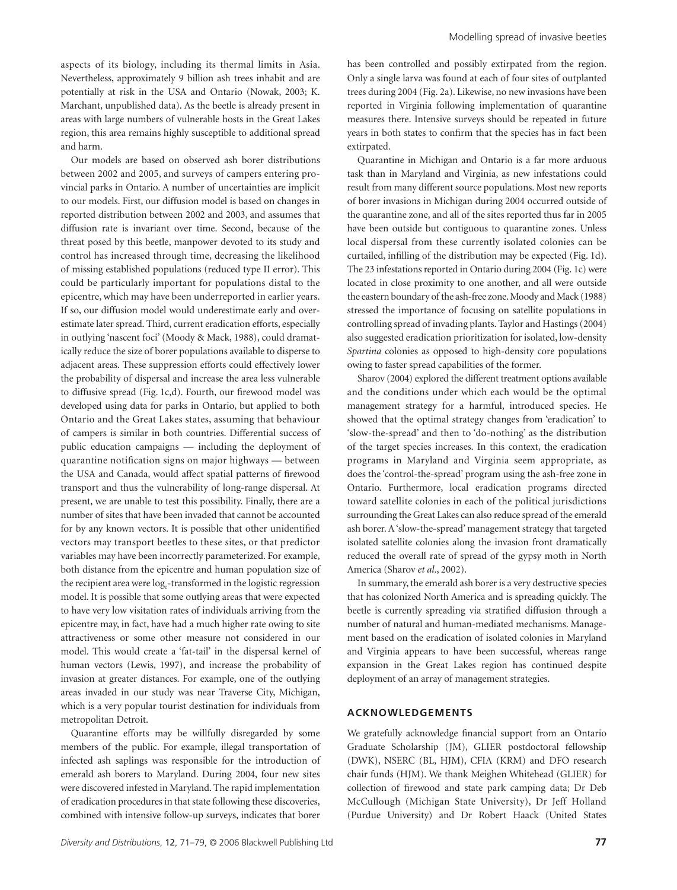aspects of its biology, including its thermal limits in Asia. Nevertheless, approximately 9 billion ash trees inhabit and are potentially at risk in the USA and Ontario (Nowak, 2003; K. Marchant, unpublished data). As the beetle is already present in areas with large numbers of vulnerable hosts in the Great Lakes region, this area remains highly susceptible to additional spread and harm.

Our models are based on observed ash borer distributions between 2002 and 2005, and surveys of campers entering provincial parks in Ontario. A number of uncertainties are implicit to our models. First, our diffusion model is based on changes in reported distribution between 2002 and 2003, and assumes that diffusion rate is invariant over time. Second, because of the threat posed by this beetle, manpower devoted to its study and control has increased through time, decreasing the likelihood of missing established populations (reduced type II error). This could be particularly important for populations distal to the epicentre, which may have been underreported in earlier years. If so, our diffusion model would underestimate early and overestimate later spread. Third, current eradication efforts, especially in outlying 'nascent foci' (Moody & Mack, 1988), could dramatically reduce the size of borer populations available to disperse to adjacent areas. These suppression efforts could effectively lower the probability of dispersal and increase the area less vulnerable to diffusive spread (Fig. 1c,d). Fourth, our firewood model was developed using data for parks in Ontario, but applied to both Ontario and the Great Lakes states, assuming that behaviour of campers is similar in both countries. Differential success of public education campaigns — including the deployment of quarantine notification signs on major highways — between the USA and Canada, would affect spatial patterns of firewood transport and thus the vulnerability of long-range dispersal. At present, we are unable to test this possibility. Finally, there are a number of sites that have been invaded that cannot be accounted for by any known vectors. It is possible that other unidentified vectors may transport beetles to these sites, or that predictor variables may have been incorrectly parameterized. For example, both distance from the epicentre and human population size of the recipient area were $\log_e$-transformed in the logistic regression model. It is possible that some outlying areas that were expected to have very low visitation rates of individuals arriving from the epicentre may, in fact, have had a much higher rate owing to site attractiveness or some other measure not considered in our model. This would create a 'fat-tail' in the dispersal kernel of human vectors (Lewis, 1997), and increase the probability of invasion at greater distances. For example, one of the outlying areas invaded in our study was near Traverse City, Michigan, which is a very popular tourist destination for individuals from metropolitan Detroit.

Quarantine efforts may be willfully disregarded by some members of the public. For example, illegal transportation of infected ash saplings was responsible for the introduction of emerald ash borers to Maryland. During 2004, four new sites were discovered infested in Maryland. The rapid implementation of eradication procedures in that state following these discoveries, combined with intensive follow-up surveys, indicates that borer has been controlled and possibly extirpated from the region. Only a single larva was found at each of four sites of outplanted trees during 2004 (Fig. 2a). Likewise, no new invasions have been reported in Virginia following implementation of quarantine measures there. Intensive surveys should be repeated in future years in both states to confirm that the species has in fact been extirpated.

Quarantine in Michigan and Ontario is a far more arduous task than in Maryland and Virginia, as new infestations could result from many different source populations. Most new reports of borer invasions in Michigan during 2004 occurred outside of the quarantine zone, and all of the sites reported thus far in 2005 have been outside but contiguous to quarantine zones. Unless local dispersal from these currently isolated colonies can be curtailed, infilling of the distribution may be expected (Fig. 1d). The 23 infestations reported in Ontario during 2004 (Fig. 1c) were located in close proximity to one another, and all were outside the eastern boundary of the ash-free zone. Moody and Mack (1988) stressed the importance of focusing on satellite populations in controlling spread of invading plants. Taylor and Hastings (2004) also suggested eradication prioritization for isolated, low-density *Spartina* colonies as opposed to high-density core populations owing to faster spread capabilities of the former.

Sharov (2004) explored the different treatment options available and the conditions under which each would be the optimal management strategy for a harmful, introduced species. He showed that the optimal strategy changes from 'eradication' to 'slow-the-spread' and then to 'do-nothing' as the distribution of the target species increases. In this context, the eradication programs in Maryland and Virginia seem appropriate, as does the 'control-the-spread' program using the ash-free zone in Ontario. Furthermore, local eradication programs directed toward satellite colonies in each of the political jurisdictions surrounding the Great Lakes can also reduce spread of the emerald ash borer. A 'slow-the-spread' management strategy that targeted isolated satellite colonies along the invasion front dramatically reduced the overall rate of spread of the gypsy moth in North America (Sharov *et al.*, 2002).

In summary, the emerald ash borer is a very destructive species that has colonized North America and is spreading quickly. The beetle is currently spreading via stratified diffusion through a number of natural and human-mediated mechanisms. Management based on the eradication of isolated colonies in Maryland and Virginia appears to have been successful, whereas range expansion in the Great Lakes region has continued despite deployment of an array of management strategies.

## ACKNOWLEDGEMENTS

We gratefully acknowledge financial support from an Ontario Graduate Scholarship (JM), GLIER postdoctoral fellowship (DWK), NSERC (BL, HJM), CFIA (KRM) and DFO research chair funds (HJM). We thank Meighen Whitehead (GLIER) for collection of firewood and state park camping data; Dr Deb McCullough (Michigan State University), Dr Jeff Holland (Purdue University) and Dr Robert Haack (United States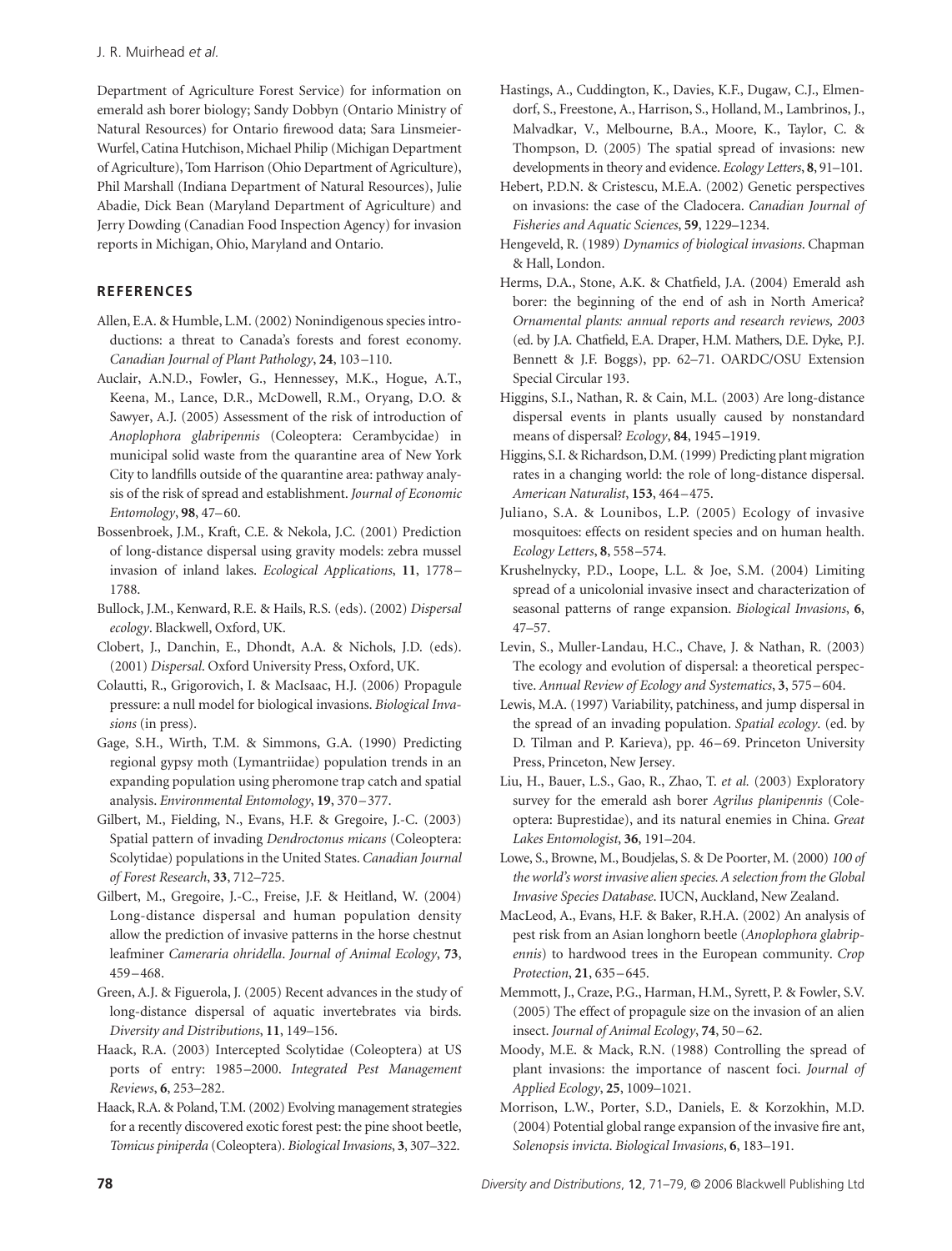Department of Agriculture Forest Service) for information on emerald ash borer biology; Sandy Dobbyn (Ontario Ministry of Natural Resources) for Ontario firewood data; Sara Linsmeier-Wurfel, Catina Hutchison, Michael Philip (Michigan Department of Agriculture), Tom Harrison (Ohio Department of Agriculture), Phil Marshall (Indiana Department of Natural Resources), Julie Abadie, Dick Bean (Maryland Department of Agriculture) and Jerry Dowding (Canadian Food Inspection Agency) for invasion reports in Michigan, Ohio, Maryland and Ontario.

## REFERENCES

Allen, E.A. & Humble, L.M. (2002) Nonindigenous species introductions: a threat to Canada's forests and forest economy. *Canadian Journal of Plant Pathology*, **24**, 103–110.

Auclair, A.N.D., Fowler, G., Hennessey, M.K., Hogue, A.T., Keena, M., Lance, D.R., McDowell, R.M., Oryang, D.O. & Sawyer, A.J. (2005) Assessment of the risk of introduction of *Anoplophora glabripennis* (Coleoptera: Cerambycidae) in municipal solid waste from the quarantine area of New York City to landfills outside of the quarantine area: pathway analysis of the risk of spread and establishment. *Journal of Economic Entomology*, **98**, 47–60.

Bossenbroek, J.M., Kraft, C.E. & Nekola, J.C. (2001) Prediction of long-distance dispersal using gravity models: zebra mussel invasion of inland lakes. *Ecological Applications*, **11**, 1778–1788.

Bullock, J.M., Kenward, R.E. & Hails, R.S. (eds). (2002) *Dispersal ecology*. Blackwell, Oxford, UK.

Clobert, J., Danchin, E., Dhondt, A.A. & Nichols, J.D. (eds). (2001) *Dispersal*. Oxford University Press, Oxford, UK.

Colautti, R., Grigorovich, I. & MacIsaac, H.J. (2006) Propagule pressure: a null model for biological invasions. *Biological Invasions* (in press).

Gage, S.H., Wirth, T.M. & Simmons, G.A. (1990) Predicting regional gypsy moth (Lymantriidae) population trends in an expanding population using pheromone trap catch and spatial analysis. *Environmental Entomology*, **19**, 370–377.

Gilbert, M., Fielding, N., Evans, H.F. & Gregoire, J.-C. (2003) Spatial pattern of invading *Dendroctonus micans* (Coleoptera: Scolytidae) populations in the United States. *Canadian Journal of Forest Research*, **33**, 712–725.

Gilbert, M., Gregoire, J.-C., Freise, J.F. & Heitland, W. (2004) Long-distance dispersal and human population density allow the prediction of invasive patterns in the horse chestnut leafminer *Cameraria ohridella*. *Journal of Animal Ecology*, **73**, 459–468.

Green, A.J. & Figuerola, J. (2005) Recent advances in the study of long-distance dispersal of aquatic invertebrates via birds. *Diversity and Distributions*, **11**, 149–156.

Haack, R.A. (2003) Intercepted Scolytidae (Coleoptera) at US ports of entry: 1985–2000. *Integrated Pest Management Reviews*, **6**, 253–282.

Haack, R.A. & Poland, T.M. (2002) Evolving management strategies for a recently discovered exotic forest pest: the pine shoot beetle, *Tomicus piniperda* (Coleoptera). *Biological Invasions*, **3**, 307–322.

Hastings, A., Cuddington, K., Davies, K.F., Dugaw, C.J., Elmendorf, S., Freestone, A., Harrison, S., Holland, M., Lambrinos, J., Malvadkar, V., Melbourne, B.A., Moore, K., Taylor, C. & Thompson, D. (2005) The spatial spread of invasions: new developments in theory and evidence. *Ecology Letters*, **8**, 91–101.

Hebert, P.D.N. & Cristescu, M.E.A. (2002) Genetic perspectives on invasions: the case of the Cladocera. *Canadian Journal of Fisheries and Aquatic Sciences*, **59**, 1229–1234.

Hengeveld, R. (1989) *Dynamics of biological invasions*. Chapman & Hall, London.

Herms, D.A., Stone, A.K. & Chatfield, J.A. (2004) Emerald ash borer: the beginning of the end of ash in North America? *Ornamental plants: annual reports and research reviews, 2003* (ed. by J.A. Chatfield, E.A. Draper, H.M. Mathers, D.E. Dyke, P.J. Bennett & J.F. Boggs), pp. 62–71. OARDC/OSU Extension Special Circular 193.

Higgins, S.I., Nathan, R. & Cain, M.L. (2003) Are long-distance dispersal events in plants usually caused by nonstandard means of dispersal? *Ecology*, **84**, 1945–1919.

Higgins, S.I. & Richardson, D.M. (1999) Predicting plant migration rates in a changing world: the role of long-distance dispersal. *American Naturalist*, **153**, 464–475.

Juliano, S.A. & Lounibos, L.P. (2005) Ecology of invasive mosquitoes: effects on resident species and on human health. *Ecology Letters*, **8**, 558–574.

Krushelnycky, P.D., Loope, L.L. & Joe, S.M. (2004) Limiting spread of a unicolonial invasive insect and characterization of seasonal patterns of range expansion. *Biological Invasions*, **6**, 47–57.

Levin, S., Muller-Landau, H.C., Chave, J. & Nathan, R. (2003) The ecology and evolution of dispersal: a theoretical perspective. *Annual Review of Ecology and Systematics*, **3**, 575–604.

Lewis, M.A. (1997) Variability, patchiness, and jump dispersal in the spread of an invading population. *Spatial ecology*. (ed. by D. Tilman and P. Karieva), pp. 46–69. Princeton University Press, Princeton, New Jersey.

Liu, H., Bauer, L.S., Gao, R., Zhao, T. *et al.* (2003) Exploratory survey for the emerald ash borer *Agrilus planipennis* (Coleoptera: Buprestidae), and its natural enemies in China. *Great Lakes Entomologist*, **36**, 191–204.

Lowe, S., Browne, M., Boudjelas, S. & De Poorter, M. (2000) *100 of the world's worst invasive alien species. A selection from the Global Invasive Species Database*. IUCN, Auckland, New Zealand.

MacLeod, A., Evans, H.F. & Baker, R.H.A. (2002) An analysis of pest risk from an Asian longhorn beetle (*Anoplophora glabripennis*) to hardwood trees in the European community. *Crop Protection*, **21**, 635–645.

Memmott, J., Craze, P.G., Harman, H.M., Syrett, P. & Fowler, S.V. (2005) The effect of propagule size on the invasion of an alien insect. *Journal of Animal Ecology*, **74**, 50–62.

Moody, M.E. & Mack, R.N. (1988) Controlling the spread of plant invasions: the importance of nascent foci. *Journal of Applied Ecology*, **25**, 1009–1021.

Morrison, L.W., Porter, S.D., Daniels, E. & Korzokhin, M.D. (2004) Potential global range expansion of the invasive fire ant, *Solenopsis invicta*. *Biological Invasions*, **6**, 183–191.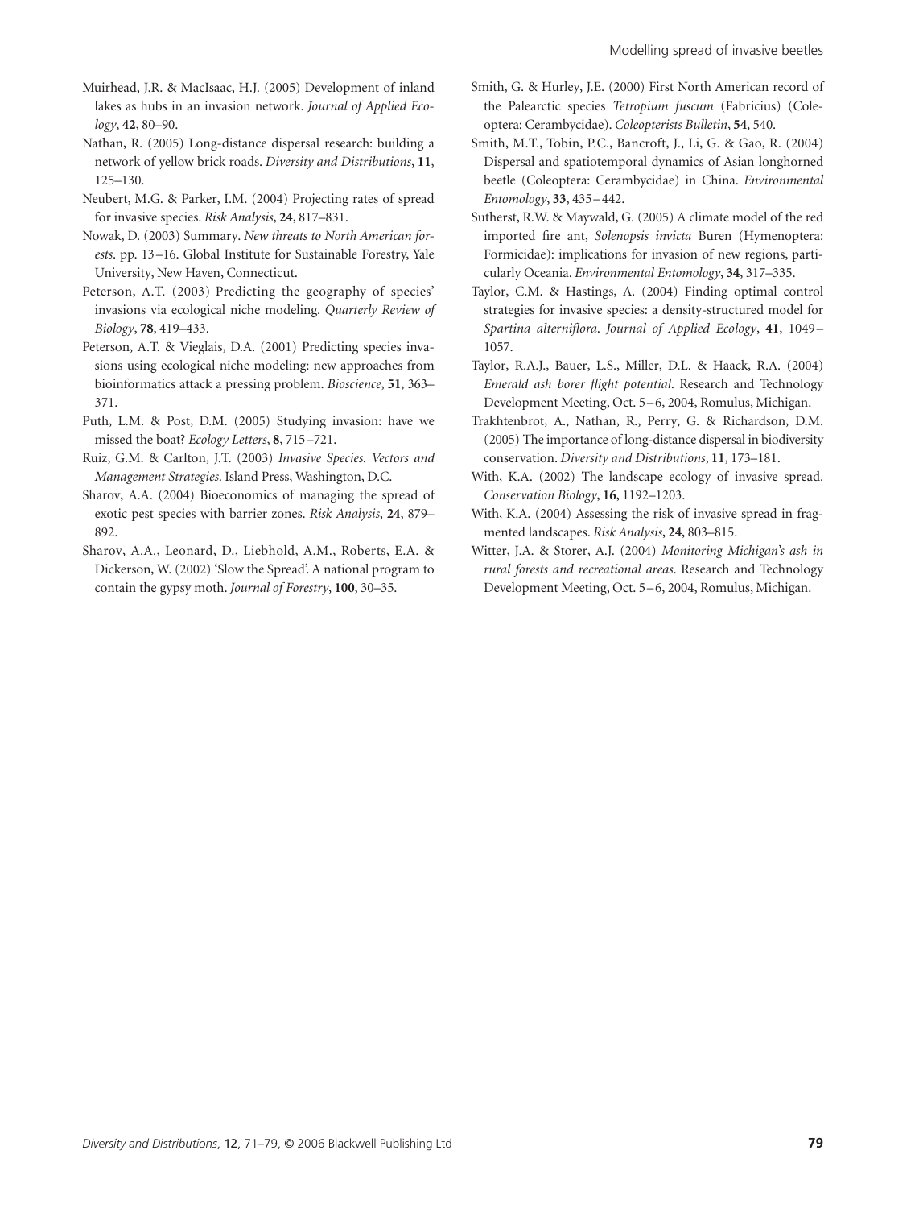Muirhead, J.R. & MacIsaac, H.J. (2005) Development of inland lakes as hubs in an invasion network. *Journal of Applied Ecology*, **42**, 80–90.

Nathan, R. (2005) Long-distance dispersal research: building a network of yellow brick roads. *Diversity and Distributions*, **11**, 125–130.

Neubert, M.G. & Parker, I.M. (2004) Projecting rates of spread for invasive species. *Risk Analysis*, **24**, 817–831.

Nowak, D. (2003) Summary. *New threats to North American forests*. pp. 13–16. Global Institute for Sustainable Forestry, Yale University, New Haven, Connecticut.

Peterson, A.T. (2003) Predicting the geography of species' invasions via ecological niche modeling. *Quarterly Review of Biology*, **78**, 419–433.

Peterson, A.T. & Vieglais, D.A. (2001) Predicting species invasions using ecological niche modeling: new approaches from bioinformatics attack a pressing problem. *Bioscience*, **51**, 363–371.

Puth, L.M. & Post, D.M. (2005) Studying invasion: have we missed the boat? *Ecology Letters*, **8**, 715–721.

Ruiz, G.M. & Carlton, J.T. (2003) *Invasive Species. Vectors and Management Strategies*. Island Press, Washington, D.C.

Sharov, A.A. (2004) Bioeconomics of managing the spread of exotic pest species with barrier zones. *Risk Analysis*, **24**, 879–892.

Sharov, A.A., Leonard, D., Liebhold, A.M., Roberts, E.A. & Dickerson, W. (2002) 'Slow the Spread'. A national program to contain the gypsy moth. *Journal of Forestry*, **100**, 30–35.

Smith, G. & Hurley, J.E. (2000) First North American record of the Palearctic species *Tetropium fuscum* (Fabricius) (Coleoptera: Cerambycidae). *Coleopterists Bulletin*, **54**, 540.

Smith, M.T., Tobin, P.C., Bancroft, J., Li, G. & Gao, R. (2004) Dispersal and spatiotemporal dynamics of Asian longhorned beetle (Coleoptera: Cerambycidae) in China. *Environmental Entomology*, **33**, 435–442.

Sutherst, R.W. & Maywald, G. (2005) A climate model of the red imported fire ant, *Solenopsis invicta* Buren (Hymenoptera: Formicidae): implications for invasion of new regions, particularly Oceania. *Environmental Entomology*, **34**, 317–335.

Taylor, C.M. & Hastings, A. (2004) Finding optimal control strategies for invasive species: a density-structured model for *Spartina alterniflora*. *Journal of Applied Ecology*, **41**, 1049–1057.

Taylor, R.A.J., Bauer, L.S., Miller, D.L. & Haack, R.A. (2004) *Emerald ash borer flight potential*. Research and Technology Development Meeting, Oct. 5–6, 2004, Romulus, Michigan.

Trakhtenbrot, A., Nathan, R., Perry, G. & Richardson, D.M. (2005) The importance of long-distance dispersal in biodiversity conservation. *Diversity and Distributions*, **11**, 173–181.

With, K.A. (2002) The landscape ecology of invasive spread. *Conservation Biology*, **16**, 1192–1203.

With, K.A. (2004) Assessing the risk of invasive spread in fragmented landscapes. *Risk Analysis*, **24**, 803–815.

Witter, J.A. & Storer, A.J. (2004) *Monitoring Michigan's ash in rural forests and recreational areas*. Research and Technology Development Meeting, Oct. 5–6, 2004, Romulus, Michigan.